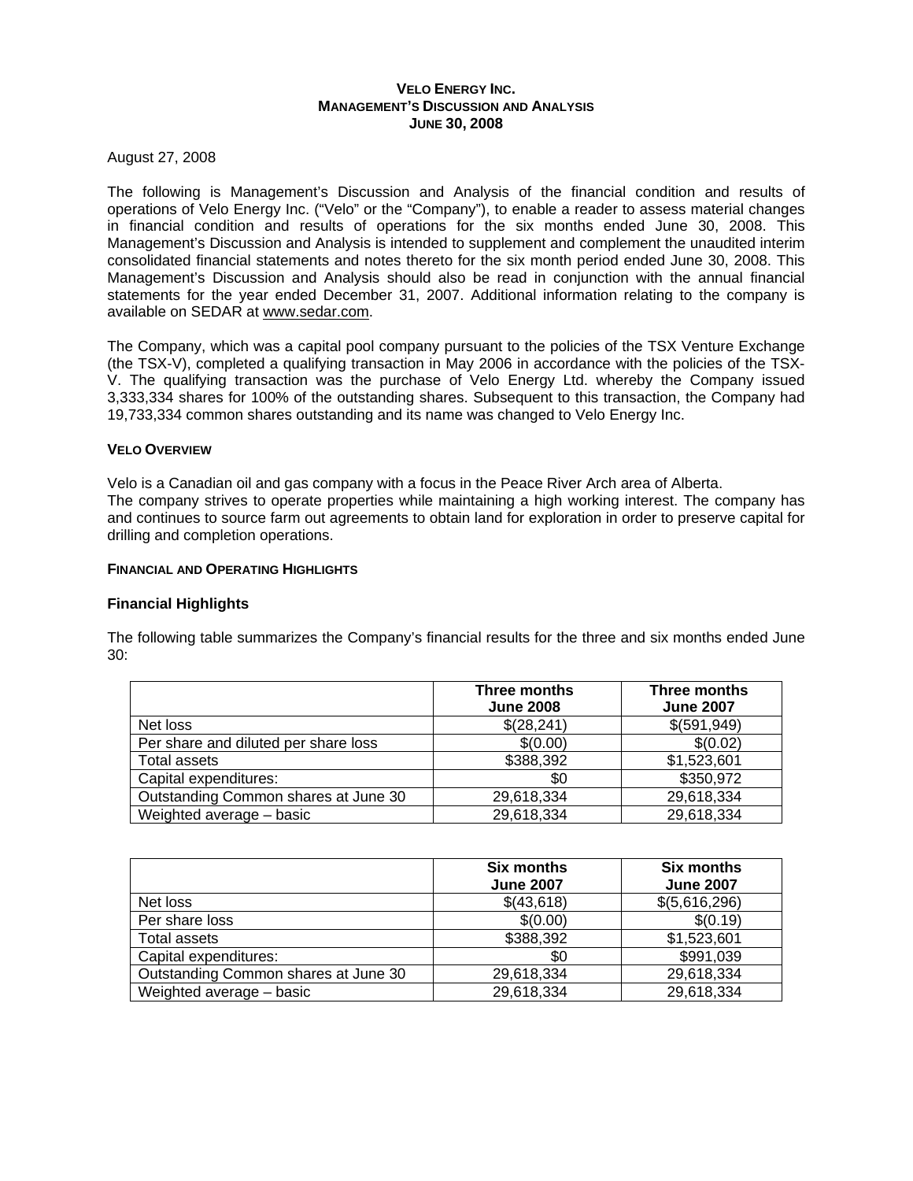**VELO ENERGY INC.**
**MANAGEMENT'S DISCUSSION AND ANALYSIS**
**JUNE 30, 2008**

August 27, 2008

The following is Management's Discussion and Analysis of the financial condition and results of operations of Velo Energy Inc. ("Velo" or the "Company"), to enable a reader to assess material changes in financial condition and results of operations for the six months ended June 30, 2008. This Management's Discussion and Analysis is intended to supplement and complement the unaudited interim consolidated financial statements and notes thereto for the six month period ended June 30, 2008. This Management's Discussion and Analysis should also be read in conjunction with the annual financial statements for the year ended December 31, 2007. Additional information relating to the company is available on SEDAR at www.sedar.com.

The Company, which was a capital pool company pursuant to the policies of the TSX Venture Exchange (the TSX-V), completed a qualifying transaction in May 2006 in accordance with the policies of the TSX-V. The qualifying transaction was the purchase of Velo Energy Ltd. whereby the Company issued 3,333,334 shares for 100% of the outstanding shares. Subsequent to this transaction, the Company had 19,733,334 common shares outstanding and its name was changed to Velo Energy Inc.

## VELO OVERVIEW

Velo is a Canadian oil and gas company with a focus in the Peace River Arch area of Alberta.
The company strives to operate properties while maintaining a high working interest. The company has and continues to source farm out agreements to obtain land for exploration in order to preserve capital for drilling and completion operations.

## FINANCIAL AND OPERATING HIGHLIGHTS

### Financial Highlights

The following table summarizes the Company's financial results for the three and six months ended June 30:

| | Three months June 2008 | Three months June 2007 |
|---|---|---|
| Net loss | $(28,241) | $(591,949) |
| Per share and diluted per share loss | $(0.00) | $(0.02) |
| Total assets | $388,392 | $1,523,601 |
| Capital expenditures: | $0 | $350,972 |
| Outstanding Common shares at June 30 | 29,618,334 | 29,618,334 |
| Weighted average – basic | 29,618,334 | 29,618,334 |

| | Six months June 2007 | Six months June 2007 |
|---|---|---|
| Net loss | $(43,618) | $(5,616,296) |
| Per share loss | $(0.00) | $(0.19) |
| Total assets | $388,392 | $1,523,601 |
| Capital expenditures: | $0 | $991,039 |
| Outstanding Common shares at June 30 | 29,618,334 | 29,618,334 |
| Weighted average – basic | 29,618,334 | 29,618,334 |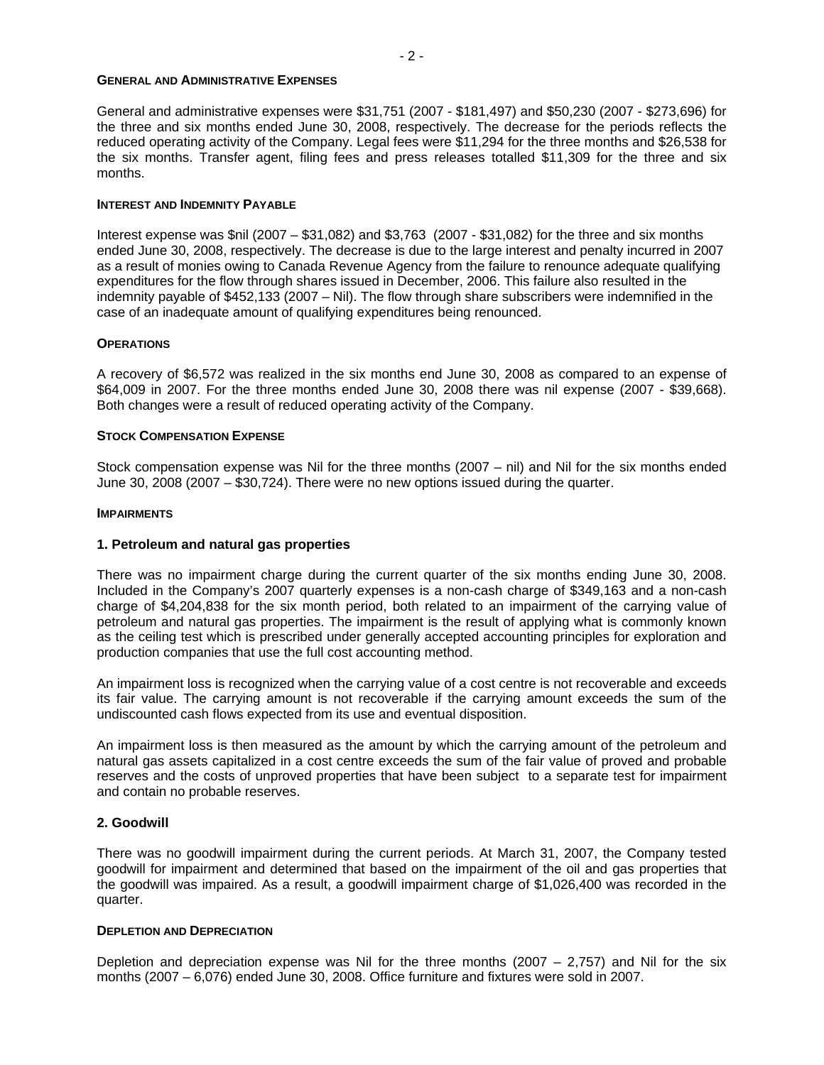#### GENERAL AND ADMINISTRATIVE EXPENSES

General and administrative expenses were $31,751 (2007 - $181,497) and $50,230 (2007 - $273,696) for the three and six months ended June 30, 2008, respectively. The decrease for the periods reflects the reduced operating activity of the Company. Legal fees were $11,294 for the three months and $26,538 for the six months. Transfer agent, filing fees and press releases totalled $11,309 for the three and six months.

#### INTEREST AND INDEMNITY PAYABLE

Interest expense was $nil (2007 – $31,082) and $3,763 (2007 - $31,082) for the three and six months ended June 30, 2008, respectively. The decrease is due to the large interest and penalty incurred in 2007 as a result of monies owing to Canada Revenue Agency from the failure to renounce adequate qualifying expenditures for the flow through shares issued in December, 2006. This failure also resulted in the indemnity payable of $452,133 (2007 – Nil). The flow through share subscribers were indemnified in the case of an inadequate amount of qualifying expenditures being renounced.

#### OPERATIONS

A recovery of $6,572 was realized in the six months end June 30, 2008 as compared to an expense of $64,009 in 2007. For the three months ended June 30, 2008 there was nil expense (2007 - $39,668). Both changes were a result of reduced operating activity of the Company.

#### STOCK COMPENSATION EXPENSE

Stock compensation expense was Nil for the three months (2007 – nil) and Nil for the six months ended June 30, 2008 (2007 – $30,724). There were no new options issued during the quarter.

#### IMPAIRMENTS

**1. Petroleum and natural gas properties**

There was no impairment charge during the current quarter of the six months ending June 30, 2008. Included in the Company's 2007 quarterly expenses is a non-cash charge of $349,163 and a non-cash charge of $4,204,838 for the six month period, both related to an impairment of the carrying value of petroleum and natural gas properties. The impairment is the result of applying what is commonly known as the ceiling test which is prescribed under generally accepted accounting principles for exploration and production companies that use the full cost accounting method.

An impairment loss is recognized when the carrying value of a cost centre is not recoverable and exceeds its fair value. The carrying amount is not recoverable if the carrying amount exceeds the sum of the undiscounted cash flows expected from its use and eventual disposition.

An impairment loss is then measured as the amount by which the carrying amount of the petroleum and natural gas assets capitalized in a cost centre exceeds the sum of the fair value of proved and probable reserves and the costs of unproved properties that have been subject to a separate test for impairment and contain no probable reserves.

**2. Goodwill**

There was no goodwill impairment during the current periods. At March 31, 2007, the Company tested goodwill for impairment and determined that based on the impairment of the oil and gas properties that the goodwill was impaired. As a result, a goodwill impairment charge of $1,026,400 was recorded in the quarter.

#### DEPLETION AND DEPRECIATION

Depletion and depreciation expense was Nil for the three months (2007 – 2,757) and Nil for the six months (2007 – 6,076) ended June 30, 2008. Office furniture and fixtures were sold in 2007.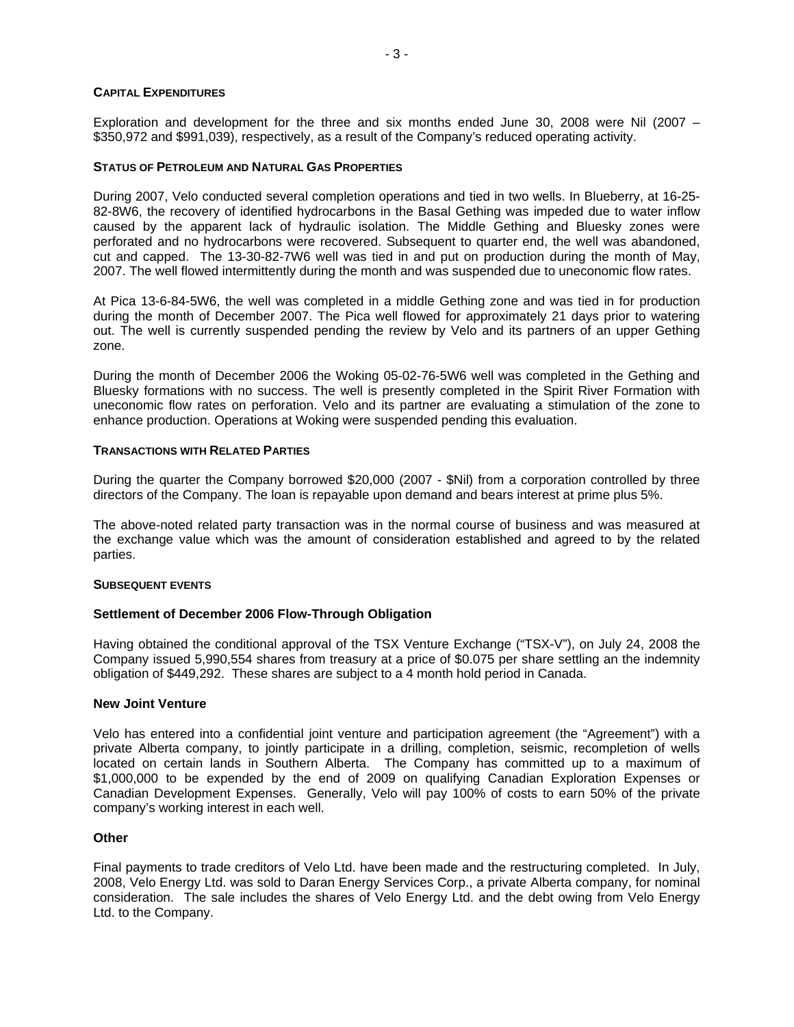## CAPITAL EXPENDITURES

Exploration and development for the three and six months ended June 30, 2008 were Nil (2007 – $350,972 and $991,039), respectively, as a result of the Company's reduced operating activity.

## STATUS OF PETROLEUM AND NATURAL GAS PROPERTIES

During 2007, Velo conducted several completion operations and tied in two wells. In Blueberry, at 16-25-82-8W6, the recovery of identified hydrocarbons in the Basal Gething was impeded due to water inflow caused by the apparent lack of hydraulic isolation. The Middle Gething and Bluesky zones were perforated and no hydrocarbons were recovered. Subsequent to quarter end, the well was abandoned, cut and capped. The 13-30-82-7W6 well was tied in and put on production during the month of May, 2007. The well flowed intermittently during the month and was suspended due to uneconomic flow rates.

At Pica 13-6-84-5W6, the well was completed in a middle Gething zone and was tied in for production during the month of December 2007. The Pica well flowed for approximately 21 days prior to watering out. The well is currently suspended pending the review by Velo and its partners of an upper Gething zone.

During the month of December 2006 the Woking 05-02-76-5W6 well was completed in the Gething and Bluesky formations with no success. The well is presently completed in the Spirit River Formation with uneconomic flow rates on perforation. Velo and its partner are evaluating a stimulation of the zone to enhance production. Operations at Woking were suspended pending this evaluation.

## TRANSACTIONS WITH RELATED PARTIES

During the quarter the Company borrowed $20,000 (2007 - $Nil) from a corporation controlled by three directors of the Company. The loan is repayable upon demand and bears interest at prime plus 5%.

The above-noted related party transaction was in the normal course of business and was measured at the exchange value which was the amount of consideration established and agreed to by the related parties.

## SUBSEQUENT EVENTS

### Settlement of December 2006 Flow-Through Obligation

Having obtained the conditional approval of the TSX Venture Exchange ("TSX-V"), on July 24, 2008 the Company issued 5,990,554 shares from treasury at a price of $0.075 per share settling an the indemnity obligation of $449,292. These shares are subject to a 4 month hold period in Canada.

### New Joint Venture

Velo has entered into a confidential joint venture and participation agreement (the "Agreement") with a private Alberta company, to jointly participate in a drilling, completion, seismic, recompletion of wells located on certain lands in Southern Alberta. The Company has committed up to a maximum of $1,000,000 to be expended by the end of 2009 on qualifying Canadian Exploration Expenses or Canadian Development Expenses. Generally, Velo will pay 100% of costs to earn 50% of the private company's working interest in each well.

### Other

Final payments to trade creditors of Velo Ltd. have been made and the restructuring completed. In July, 2008, Velo Energy Ltd. was sold to Daran Energy Services Corp., a private Alberta company, for nominal consideration. The sale includes the shares of Velo Energy Ltd. and the debt owing from Velo Energy Ltd. to the Company.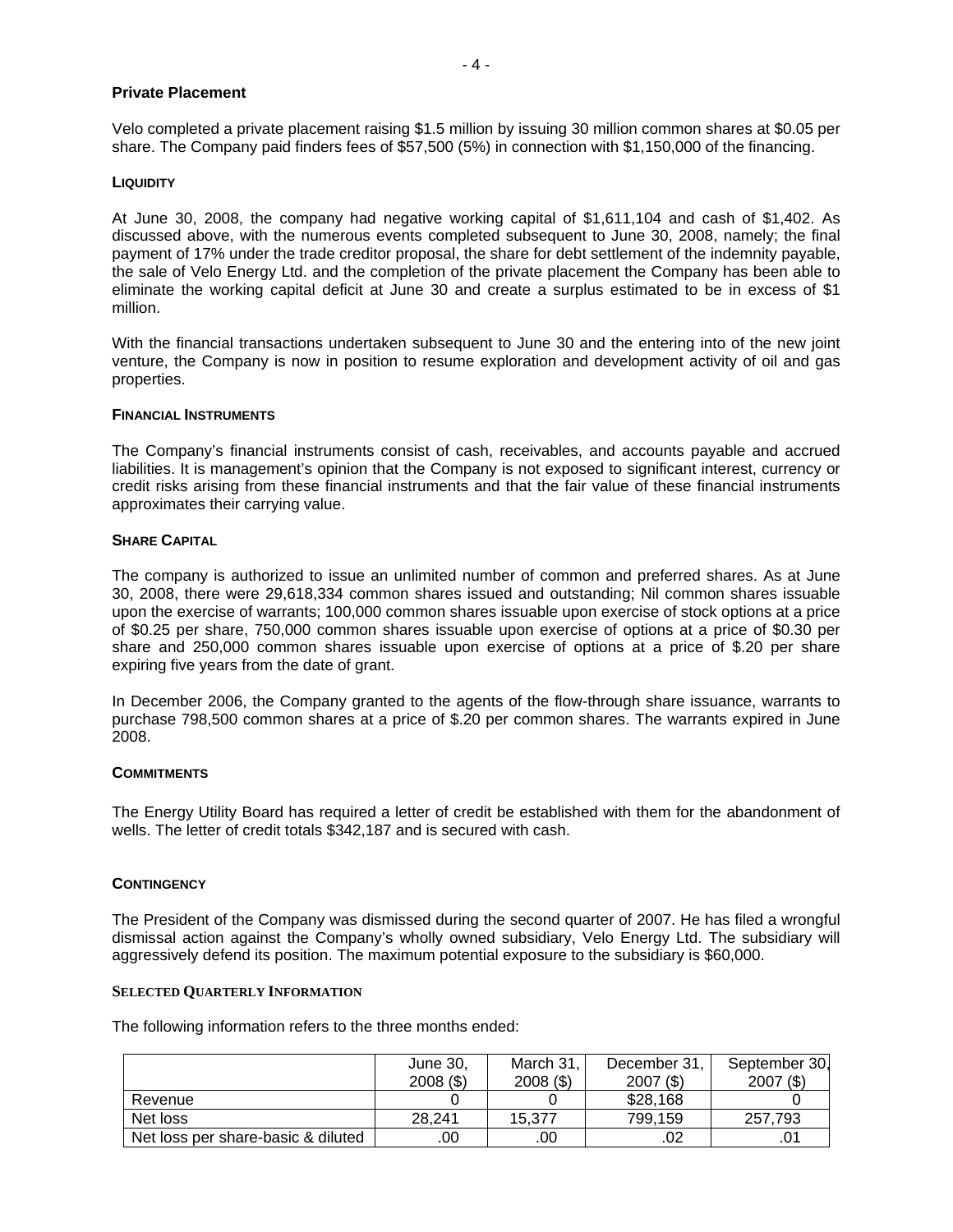### Private Placement

Velo completed a private placement raising $1.5 million by issuing 30 million common shares at $0.05 per share. The Company paid finders fees of $57,500 (5%) in connection with $1,150,000 of the financing.

### LIQUIDITY

At June 30, 2008, the company had negative working capital of $1,611,104 and cash of $1,402. As discussed above, with the numerous events completed subsequent to June 30, 2008, namely; the final payment of 17% under the trade creditor proposal, the share for debt settlement of the indemnity payable, the sale of Velo Energy Ltd. and the completion of the private placement the Company has been able to eliminate the working capital deficit at June 30 and create a surplus estimated to be in excess of $1 million.

With the financial transactions undertaken subsequent to June 30 and the entering into of the new joint venture, the Company is now in position to resume exploration and development activity of oil and gas properties.

### FINANCIAL INSTRUMENTS

The Company's financial instruments consist of cash, receivables, and accounts payable and accrued liabilities. It is management's opinion that the Company is not exposed to significant interest, currency or credit risks arising from these financial instruments and that the fair value of these financial instruments approximates their carrying value.

### SHARE CAPITAL

The company is authorized to issue an unlimited number of common and preferred shares. As at June 30, 2008, there were 29,618,334 common shares issued and outstanding; Nil common shares issuable upon the exercise of warrants; 100,000 common shares issuable upon exercise of stock options at a price of $0.25 per share, 750,000 common shares issuable upon exercise of options at a price of $0.30 per share and 250,000 common shares issuable upon exercise of options at a price of $.20 per share expiring five years from the date of grant.

In December 2006, the Company granted to the agents of the flow-through share issuance, warrants to purchase 798,500 common shares at a price of $.20 per common shares. The warrants expired in June 2008.

### COMMITMENTS

The Energy Utility Board has required a letter of credit be established with them for the abandonment of wells. The letter of credit totals $342,187 and is secured with cash.

### CONTINGENCY

The President of the Company was dismissed during the second quarter of 2007. He has filed a wrongful dismissal action against the Company's wholly owned subsidiary, Velo Energy Ltd. The subsidiary will aggressively defend its position. The maximum potential exposure to the subsidiary is $60,000.

### SELECTED QUARTERLY INFORMATION

The following information refers to the three months ended:

| | June 30, 2008 ($) | March 31, 2008 ($) | December 31, 2007 ($) | September 30, 2007 ($) |
|---|---|---|---|---|
| Revenue | 0 | 0 | $28,168 | 0 |
| Net loss | 28,241 | 15,377 | 799,159 | 257,793 |
| Net loss per share-basic & diluted | .00 | .00 | .02 | .01 |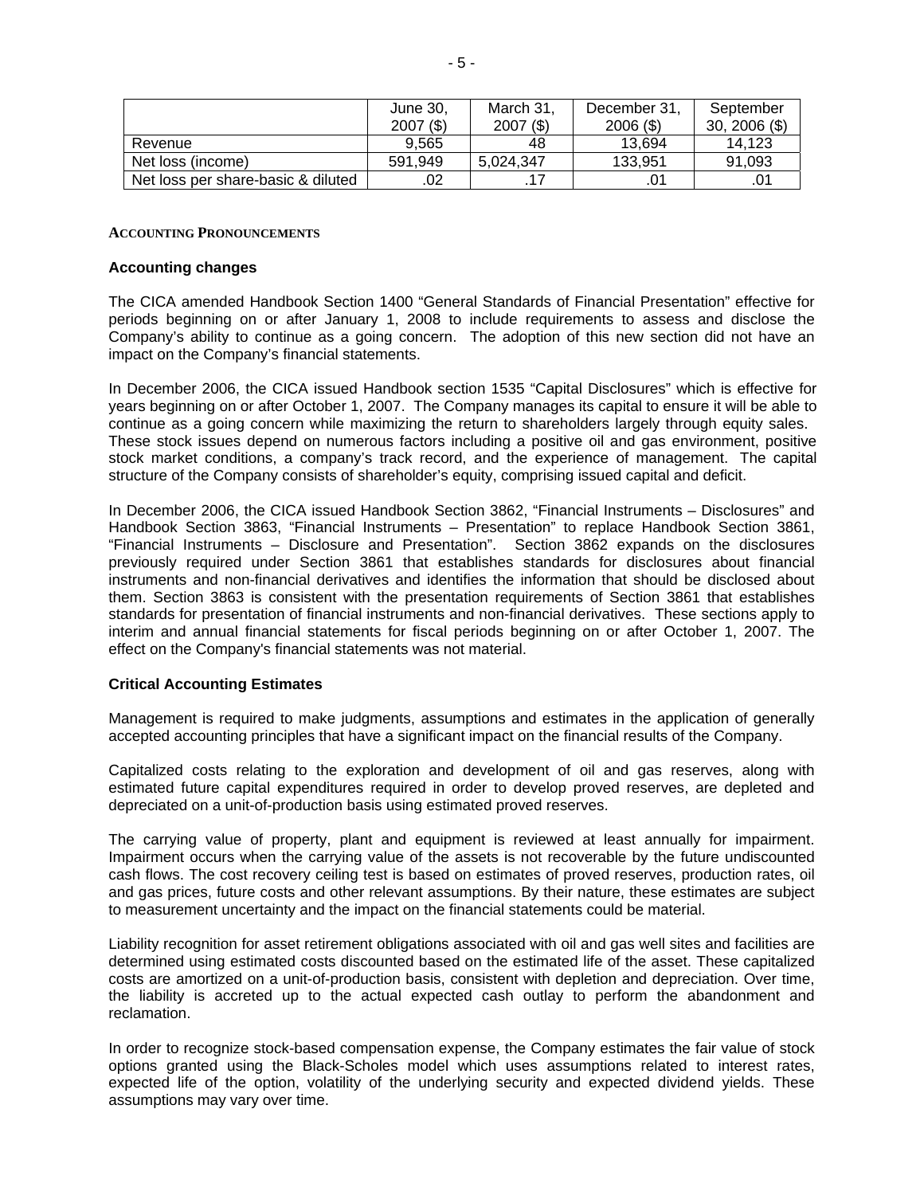|  | June 30, 2007 ($) | March 31, 2007 ($) | December 31, 2006 ($) | September 30, 2006 ($) |
|---|---|---|---|---|
| Revenue | 9,565 | 48 | 13,694 | 14,123 |
| Net loss (income) | 591,949 | 5,024,347 | 133,951 | 91,093 |
| Net loss per share-basic & diluted | .02 | .17 | .01 | .01 |

## ACCOUNTING PRONOUNCEMENTS

### Accounting changes

The CICA amended Handbook Section 1400 "General Standards of Financial Presentation" effective for periods beginning on or after January 1, 2008 to include requirements to assess and disclose the Company's ability to continue as a going concern. The adoption of this new section did not have an impact on the Company's financial statements.

In December 2006, the CICA issued Handbook section 1535 "Capital Disclosures" which is effective for years beginning on or after October 1, 2007. The Company manages its capital to ensure it will be able to continue as a going concern while maximizing the return to shareholders largely through equity sales. These stock issues depend on numerous factors including a positive oil and gas environment, positive stock market conditions, a company's track record, and the experience of management. The capital structure of the Company consists of shareholder's equity, comprising issued capital and deficit.

In December 2006, the CICA issued Handbook Section 3862, "Financial Instruments – Disclosures" and Handbook Section 3863, "Financial Instruments – Presentation" to replace Handbook Section 3861, "Financial Instruments – Disclosure and Presentation". Section 3862 expands on the disclosures previously required under Section 3861 that establishes standards for disclosures about financial instruments and non-financial derivatives and identifies the information that should be disclosed about them. Section 3863 is consistent with the presentation requirements of Section 3861 that establishes standards for presentation of financial instruments and non-financial derivatives. These sections apply to interim and annual financial statements for fiscal periods beginning on or after October 1, 2007. The effect on the Company's financial statements was not material.

### Critical Accounting Estimates

Management is required to make judgments, assumptions and estimates in the application of generally accepted accounting principles that have a significant impact on the financial results of the Company.

Capitalized costs relating to the exploration and development of oil and gas reserves, along with estimated future capital expenditures required in order to develop proved reserves, are depleted and depreciated on a unit-of-production basis using estimated proved reserves.

The carrying value of property, plant and equipment is reviewed at least annually for impairment. Impairment occurs when the carrying value of the assets is not recoverable by the future undiscounted cash flows. The cost recovery ceiling test is based on estimates of proved reserves, production rates, oil and gas prices, future costs and other relevant assumptions. By their nature, these estimates are subject to measurement uncertainty and the impact on the financial statements could be material.

Liability recognition for asset retirement obligations associated with oil and gas well sites and facilities are determined using estimated costs discounted based on the estimated life of the asset. These capitalized costs are amortized on a unit-of-production basis, consistent with depletion and depreciation. Over time, the liability is accreted up to the actual expected cash outlay to perform the abandonment and reclamation.

In order to recognize stock-based compensation expense, the Company estimates the fair value of stock options granted using the Black-Scholes model which uses assumptions related to interest rates, expected life of the option, volatility of the underlying security and expected dividend yields. These assumptions may vary over time.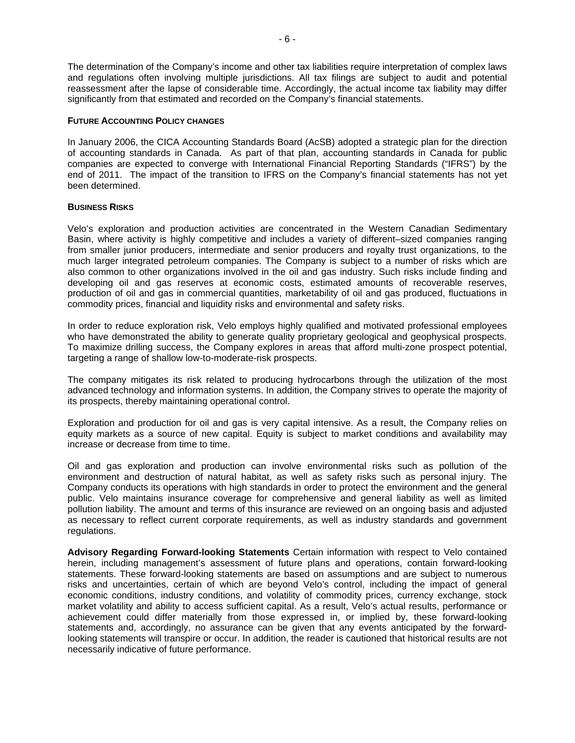The determination of the Company's income and other tax liabilities require interpretation of complex laws and regulations often involving multiple jurisdictions. All tax filings are subject to audit and potential reassessment after the lapse of considerable time. Accordingly, the actual income tax liability may differ significantly from that estimated and recorded on the Company's financial statements.

**FUTURE ACCOUNTING POLICY CHANGES**

In January 2006, the CICA Accounting Standards Board (AcSB) adopted a strategic plan for the direction of accounting standards in Canada. As part of that plan, accounting standards in Canada for public companies are expected to converge with International Financial Reporting Standards ("IFRS") by the end of 2011. The impact of the transition to IFRS on the Company's financial statements has not yet been determined.

**BUSINESS RISKS**

Velo's exploration and production activities are concentrated in the Western Canadian Sedimentary Basin, where activity is highly competitive and includes a variety of different–sized companies ranging from smaller junior producers, intermediate and senior producers and royalty trust organizations, to the much larger integrated petroleum companies. The Company is subject to a number of risks which are also common to other organizations involved in the oil and gas industry. Such risks include finding and developing oil and gas reserves at economic costs, estimated amounts of recoverable reserves, production of oil and gas in commercial quantities, marketability of oil and gas produced, fluctuations in commodity prices, financial and liquidity risks and environmental and safety risks.

In order to reduce exploration risk, Velo employs highly qualified and motivated professional employees who have demonstrated the ability to generate quality proprietary geological and geophysical prospects. To maximize drilling success, the Company explores in areas that afford multi-zone prospect potential, targeting a range of shallow low-to-moderate-risk prospects.

The company mitigates its risk related to producing hydrocarbons through the utilization of the most advanced technology and information systems. In addition, the Company strives to operate the majority of its prospects, thereby maintaining operational control.

Exploration and production for oil and gas is very capital intensive. As a result, the Company relies on equity markets as a source of new capital. Equity is subject to market conditions and availability may increase or decrease from time to time.

Oil and gas exploration and production can involve environmental risks such as pollution of the environment and destruction of natural habitat, as well as safety risks such as personal injury. The Company conducts its operations with high standards in order to protect the environment and the general public. Velo maintains insurance coverage for comprehensive and general liability as well as limited pollution liability. The amount and terms of this insurance are reviewed on an ongoing basis and adjusted as necessary to reflect current corporate requirements, as well as industry standards and government regulations.

**Advisory Regarding Forward-looking Statements** Certain information with respect to Velo contained herein, including management's assessment of future plans and operations, contain forward-looking statements. These forward-looking statements are based on assumptions and are subject to numerous risks and uncertainties, certain of which are beyond Velo's control, including the impact of general economic conditions, industry conditions, and volatility of commodity prices, currency exchange, stock market volatility and ability to access sufficient capital. As a result, Velo's actual results, performance or achievement could differ materially from those expressed in, or implied by, these forward-looking statements and, accordingly, no assurance can be given that any events anticipated by the forward-looking statements will transpire or occur. In addition, the reader is cautioned that historical results are not necessarily indicative of future performance.